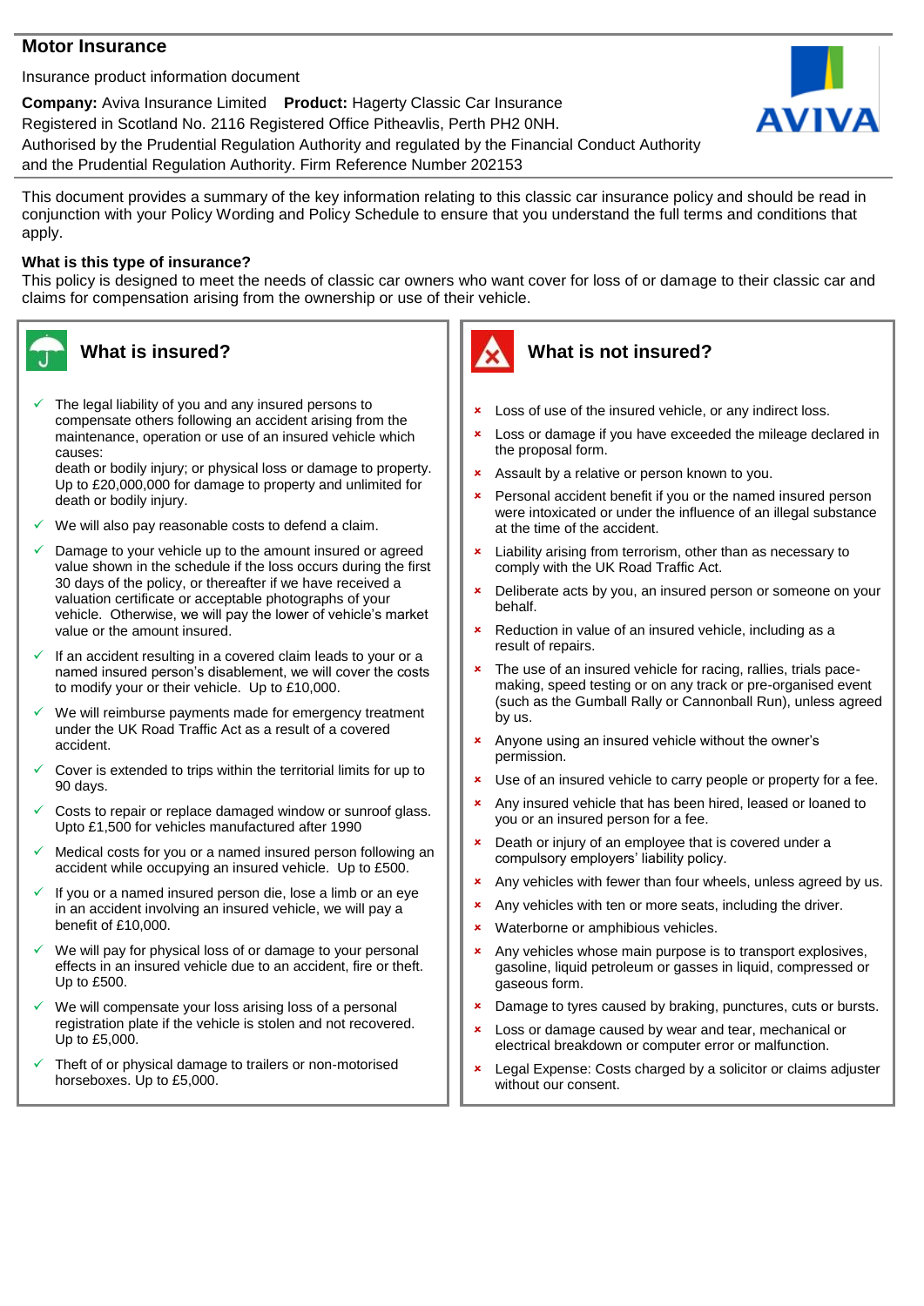# Motor Insurance

Insurance product information document

**Company:** Aviva Insurance Limited **Product:** Hagerty Classic Car Insurance
Registered in Scotland No. 2116 Registered Office Pitheavlis, Perth PH2 0NH.
Authorised by the Prudential Regulation Authority and regulated by the Financial Conduct Authority and the Prudential Regulation Authority. Firm Reference Number 202153

This document provides a summary of the key information relating to this classic car insurance policy and should be read in conjunction with your Policy Wording and Policy Schedule to ensure that you understand the full terms and conditions that apply.

**What is this type of insurance?**
This policy is designed to meet the needs of classic car owners who want cover for loss of or damage to their classic car and claims for compensation arising from the ownership or use of their vehicle.

## What is insured?

- ✓ The legal liability of you and any insured persons to compensate others following an accident arising from the maintenance, operation or use of an insured vehicle which causes:
  death or bodily injury; or physical loss or damage to property. Up to £20,000,000 for damage to property and unlimited for death or bodily injury.
- ✓ We will also pay reasonable costs to defend a claim.
- ✓ Damage to your vehicle up to the amount insured or agreed value shown in the schedule if the loss occurs during the first 30 days of the policy, or thereafter if we have received a valuation certificate or acceptable photographs of your vehicle. Otherwise, we will pay the lower of vehicle's market value or the amount insured.
- ✓ If an accident resulting in a covered claim leads to your or a named insured person's disablement, we will cover the costs to modify your or their vehicle. Up to £10,000.
- ✓ We will reimburse payments made for emergency treatment under the UK Road Traffic Act as a result of a covered accident.
- ✓ Cover is extended to trips within the territorial limits for up to 90 days.
- ✓ Costs to repair or replace damaged window or sunroof glass. Upto £1,500 for vehicles manufactured after 1990
- ✓ Medical costs for you or a named insured person following an accident while occupying an insured vehicle. Up to £500.
- ✓ If you or a named insured person die, lose a limb or an eye in an accident involving an insured vehicle, we will pay a benefit of £10,000.
- ✓ We will pay for physical loss of or damage to your personal effects in an insured vehicle due to an accident, fire or theft. Up to £500.
- ✓ We will compensate your loss arising loss of a personal registration plate if the vehicle is stolen and not recovered. Up to £5,000.
- ✓ Theft of or physical damage to trailers or non-motorised horseboxes. Up to £5,000.

## What is not insured?

- × Loss of use of the insured vehicle, or any indirect loss.
- × Loss or damage if you have exceeded the mileage declared in the proposal form.
- × Assault by a relative or person known to you.
- × Personal accident benefit if you or the named insured person were intoxicated or under the influence of an illegal substance at the time of the accident.
- × Liability arising from terrorism, other than as necessary to comply with the UK Road Traffic Act.
- × Deliberate acts by you, an insured person or someone on your behalf.
- × Reduction in value of an insured vehicle, including as a result of repairs.
- × The use of an insured vehicle for racing, rallies, trials pace-making, speed testing or on any track or pre-organised event (such as the Gumball Rally or Cannonball Run), unless agreed by us.
- × Anyone using an insured vehicle without the owner's permission.
- × Use of an insured vehicle to carry people or property for a fee.
- × Any insured vehicle that has been hired, leased or loaned to you or an insured person for a fee.
- × Death or injury of an employee that is covered under a compulsory employers' liability policy.
- × Any vehicles with fewer than four wheels, unless agreed by us.
- × Any vehicles with ten or more seats, including the driver.
- × Waterborne or amphibious vehicles.
- × Any vehicles whose main purpose is to transport explosives, gasoline, liquid petroleum or gasses in liquid, compressed or gaseous form.
- × Damage to tyres caused by braking, punctures, cuts or bursts.
- × Loss or damage caused by wear and tear, mechanical or electrical breakdown or computer error or malfunction.
- × Legal Expense: Costs charged by a solicitor or claims adjuster without our consent.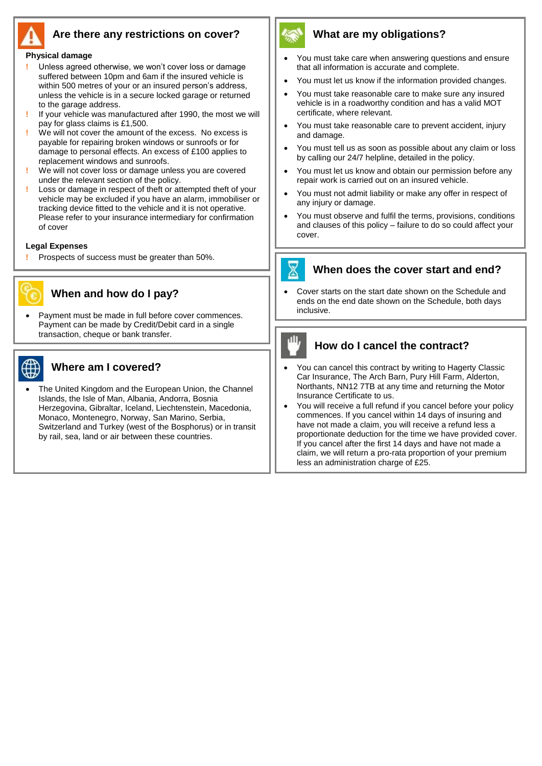## Are there any restrictions on cover?

**Physical damage**

- ! Unless agreed otherwise, we won't cover loss or damage suffered between 10pm and 6am if the insured vehicle is within 500 metres of your or an insured person's address, unless the vehicle is in a secure locked garage or returned to the garage address.
- ! If your vehicle was manufactured after 1990, the most we will pay for glass claims is £1,500.
- ! We will not cover the amount of the excess. No excess is payable for repairing broken windows or sunroofs or for damage to personal effects. An excess of £100 applies to replacement windows and sunroofs.
- ! We will not cover loss or damage unless you are covered under the relevant section of the policy.
- ! Loss or damage in respect of theft or attempted theft of your vehicle may be excluded if you have an alarm, immobiliser or tracking device fitted to the vehicle and it is not operative. Please refer to your insurance intermediary for confirmation of cover

**Legal Expenses**

- ! Prospects of success must be greater than 50%.

## When and how do I pay?

- Payment must be made in full before cover commences. Payment can be made by Credit/Debit card in a single transaction, cheque or bank transfer.

## Where am I covered?

- The United Kingdom and the European Union, the Channel Islands, the Isle of Man, Albania, Andorra, Bosnia Herzegovina, Gibraltar, Iceland, Liechtenstein, Macedonia, Monaco, Montenegro, Norway, San Marino, Serbia, Switzerland and Turkey (west of the Bosphorus) or in transit by rail, sea, land or air between these countries.

## What are my obligations?

- You must take care when answering questions and ensure that all information is accurate and complete.
- You must let us know if the information provided changes.
- You must take reasonable care to make sure any insured vehicle is in a roadworthy condition and has a valid MOT certificate, where relevant.
- You must take reasonable care to prevent accident, injury and damage.
- You must tell us as soon as possible about any claim or loss by calling our 24/7 helpline, detailed in the policy.
- You must let us know and obtain our permission before any repair work is carried out on an insured vehicle.
- You must not admit liability or make any offer in respect of any injury or damage.
- You must observe and fulfil the terms, provisions, conditions and clauses of this policy – failure to do so could affect your cover.

## When does the cover start and end?

- Cover starts on the start date shown on the Schedule and ends on the end date shown on the Schedule, both days inclusive.

## How do I cancel the contract?

- You can cancel this contract by writing to Hagerty Classic Car Insurance, The Arch Barn, Pury Hill Farm, Alderton, Northants, NN12 7TB at any time and returning the Motor Insurance Certificate to us.
- You will receive a full refund if you cancel before your policy commences. If you cancel within 14 days of insuring and have not made a claim, you will receive a refund less a proportionate deduction for the time we have provided cover. If you cancel after the first 14 days and have not made a claim, we will return a pro-rata proportion of your premium less an administration charge of £25.